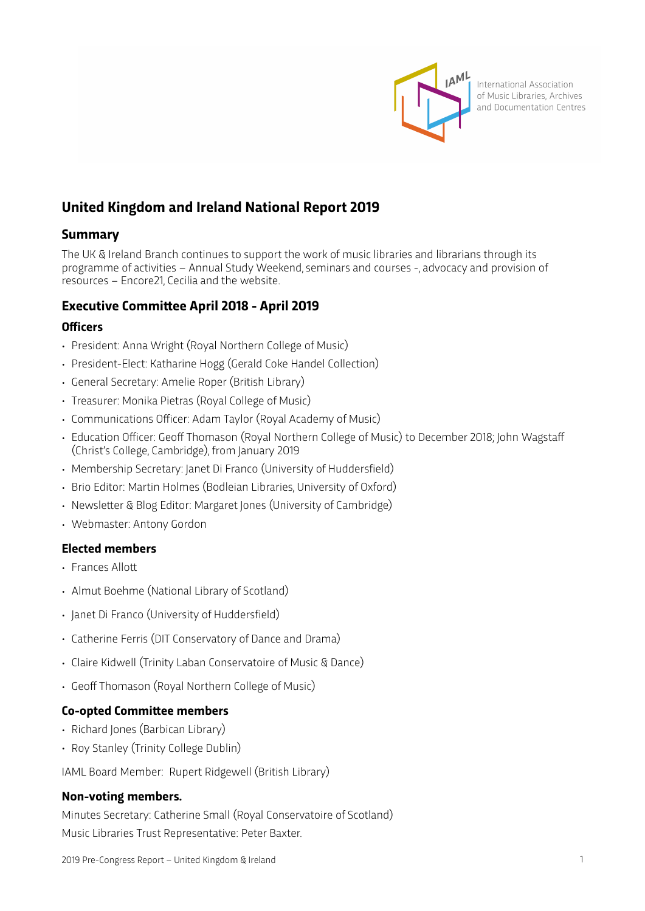International Association of Music Libraries, Archives and Documentation Centres

# United Kingdom and Ireland National Report 2019

## Summary

The UK & Ireland Branch continues to support the work of music libraries and librarians through its programme of activities – Annual Study Weekend, seminars and courses -, advocacy and provision of resources – Encore21, Cecilia and the website.

## Executive Committee April 2018 - April 2019

### Officers

- President: Anna Wright (Royal Northern College of Music)
- President-Elect: Katharine Hogg (Gerald Coke Handel Collection)
- General Secretary: Amelie Roper (British Library)
- Treasurer: Monika Pietras (Royal College of Music)
- Communications Officer: Adam Taylor (Royal Academy of Music)
- Education Officer: Geoff Thomason (Royal Northern College of Music) to December 2018; John Wagstaff (Christ's College, Cambridge), from January 2019
- Membership Secretary: Janet Di Franco (University of Huddersfield)
- Brio Editor: Martin Holmes (Bodleian Libraries, University of Oxford)
- Newsletter & Blog Editor: Margaret Jones (University of Cambridge)
- Webmaster: Antony Gordon

### Elected members

- Frances Allott
- Almut Boehme (National Library of Scotland)
- Janet Di Franco (University of Huddersfield)
- Catherine Ferris (DIT Conservatory of Dance and Drama)
- Claire Kidwell (Trinity Laban Conservatoire of Music & Dance)
- Geoff Thomason (Royal Northern College of Music)

### Co-opted Committee members

- Richard Jones (Barbican Library)
- Roy Stanley (Trinity College Dublin)

IAML Board Member: Rupert Ridgewell (British Library)

### Non-voting members.

Minutes Secretary: Catherine Small (Royal Conservatoire of Scotland)

Music Libraries Trust Representative: Peter Baxter.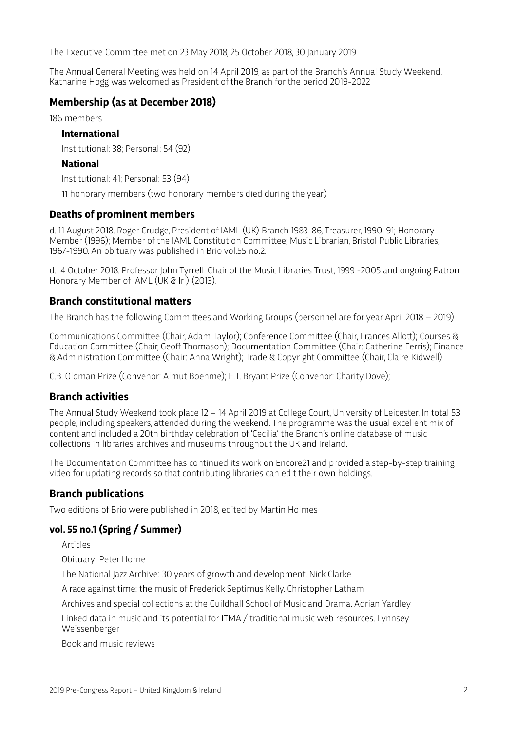The Executive Committee met on 23 May 2018, 25 October 2018, 30 January 2019

The Annual General Meeting was held on 14 April 2019, as part of the Branch's Annual Study Weekend. Katharine Hogg was welcomed as President of the Branch for the period 2019-2022

## Membership (as at December 2018)

186 members

### International

Institutional: 38; Personal: 54 (92)

### National

Institutional: 41; Personal: 53 (94)

11 honorary members (two honorary members died during the year)

## Deaths of prominent members

d. 11 August 2018. Roger Crudge, President of IAML (UK) Branch 1983-86, Treasurer, 1990-91; Honorary Member (1996); Member of the IAML Constitution Committee; Music Librarian, Bristol Public Libraries, 1967-1990. An obituary was published in Brio vol.55 no.2.

d. 4 October 2018. Professor John Tyrrell. Chair of the Music Libraries Trust, 1999 -2005 and ongoing Patron; Honorary Member of IAML (UK & Irl) (2013).

## Branch constitutional matters

The Branch has the following Committees and Working Groups (personnel are for year April 2018 – 2019)

Communications Committee (Chair, Adam Taylor); Conference Committee (Chair, Frances Allott); Courses & Education Committee (Chair, Geoff Thomason); Documentation Committee (Chair: Catherine Ferris); Finance & Administration Committee (Chair: Anna Wright); Trade & Copyright Committee (Chair, Claire Kidwell)

C.B. Oldman Prize (Convenor: Almut Boehme); E.T. Bryant Prize (Convenor: Charity Dove);

## Branch activities

The Annual Study Weekend took place 12 – 14 April 2019 at College Court, University of Leicester. In total 53 people, including speakers, attended during the weekend. The programme was the usual excellent mix of content and included a 20th birthday celebration of 'Cecilia' the Branch's online database of music collections in libraries, archives and museums throughout the UK and Ireland.

The Documentation Committee has continued its work on Encore21 and provided a step-by-step training video for updating records so that contributing libraries can edit their own holdings.

## Branch publications

Two editions of Brio were published in 2018, edited by Martin Holmes

### vol. 55 no.1 (Spring / Summer)

Articles

Obituary: Peter Horne

The National Jazz Archive: 30 years of growth and development. Nick Clarke

A race against time: the music of Frederick Septimus Kelly. Christopher Latham

Archives and special collections at the Guildhall School of Music and Drama. Adrian Yardley

Linked data in music and its potential for ITMA / traditional music web resources. Lynnsey Weissenberger

Book and music reviews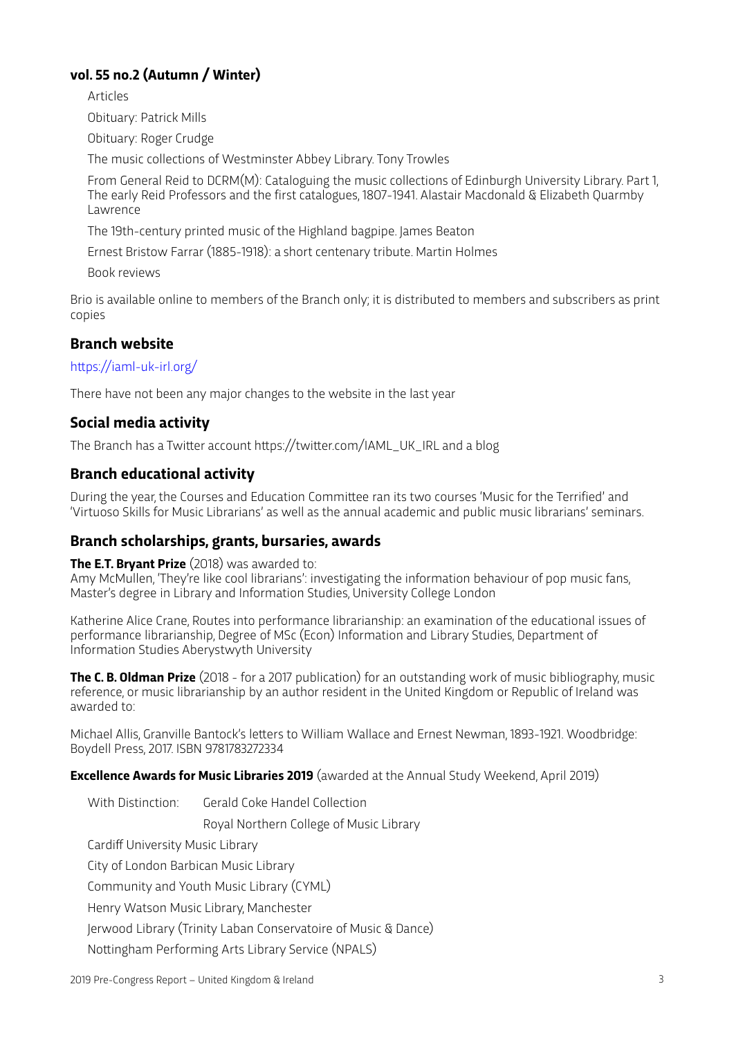### vol. 55 no.2 (Autumn / Winter)

Articles

Obituary: Patrick Mills

Obituary: Roger Crudge

The music collections of Westminster Abbey Library. Tony Trowles

From General Reid to DCRM(M): Cataloguing the music collections of Edinburgh University Library. Part 1, The early Reid Professors and the first catalogues, 1807-1941. Alastair Macdonald & Elizabeth Quarmby Lawrence

The 19th-century printed music of the Highland bagpipe. James Beaton

Ernest Bristow Farrar (1885-1918): a short centenary tribute. Martin Holmes

Book reviews

Brio is available online to members of the Branch only; it is distributed to members and subscribers as print copies

## Branch website

https://iaml-uk-irl.org/

There have not been any major changes to the website in the last year

## Social media activity

The Branch has a Twitter account https://twitter.com/IAML_UK_IRL and a blog

## Branch educational activity

During the year, the Courses and Education Committee ran its two courses 'Music for the Terrified' and 'Virtuoso Skills for Music Librarians' as well as the annual academic and public music librarians' seminars.

## Branch scholarships, grants, bursaries, awards

**The E.T. Bryant Prize** (2018) was awarded to:
Amy McMullen, 'They're like cool librarians': investigating the information behaviour of pop music fans, Master's degree in Library and Information Studies, University College London

Katherine Alice Crane, Routes into performance librarianship: an examination of the educational issues of performance librarianship, Degree of MSc (Econ) Information and Library Studies, Department of Information Studies Aberystwyth University

**The C. B. Oldman Prize** (2018 - for a 2017 publication) for an outstanding work of music bibliography, music reference, or music librarianship by an author resident in the United Kingdom or Republic of Ireland was awarded to:

Michael Allis, Granville Bantock's letters to William Wallace and Ernest Newman, 1893-1921. Woodbridge: Boydell Press, 2017. ISBN 9781783272334

**Excellence Awards for Music Libraries 2019** (awarded at the Annual Study Weekend, April 2019)

With Distinction: Gerald Coke Handel Collection

Royal Northern College of Music Library

Cardiff University Music Library

City of London Barbican Music Library

Community and Youth Music Library (CYML)

Henry Watson Music Library, Manchester

Jerwood Library (Trinity Laban Conservatoire of Music & Dance)

Nottingham Performing Arts Library Service (NPALS)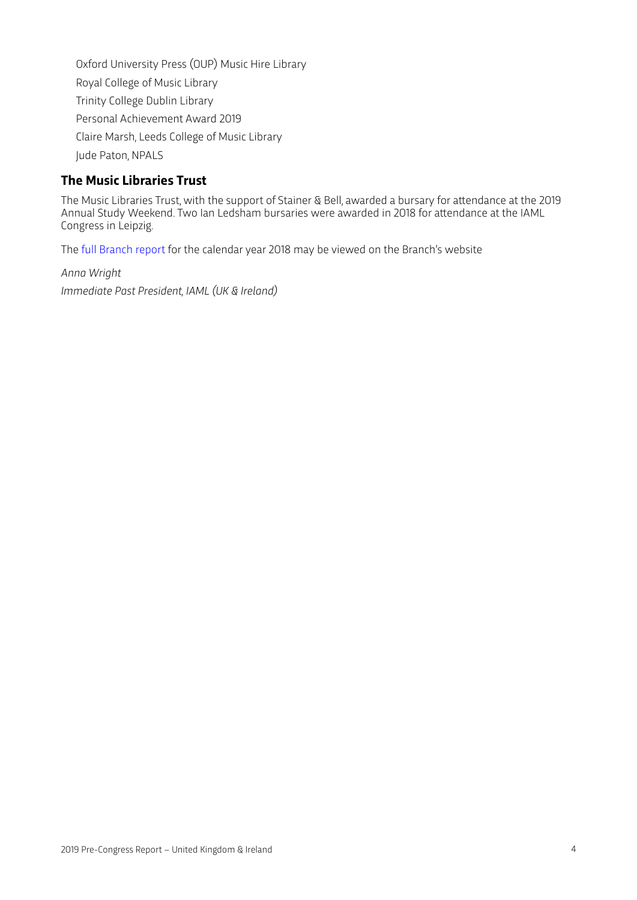Oxford University Press (OUP) Music Hire Library

Royal College of Music Library

Trinity College Dublin Library

Personal Achievement Award 2019

Claire Marsh, Leeds College of Music Library

Jude Paton, NPALS

## The Music Libraries Trust

The Music Libraries Trust, with the support of Stainer & Bell, awarded a bursary for attendance at the 2019 Annual Study Weekend. Two Ian Ledsham bursaries were awarded in 2018 for attendance at the IAML Congress in Leipzig.

The full Branch report for the calendar year 2018 may be viewed on the Branch's website

*Anna Wright*

*Immediate Past President, IAML (UK & Ireland)*